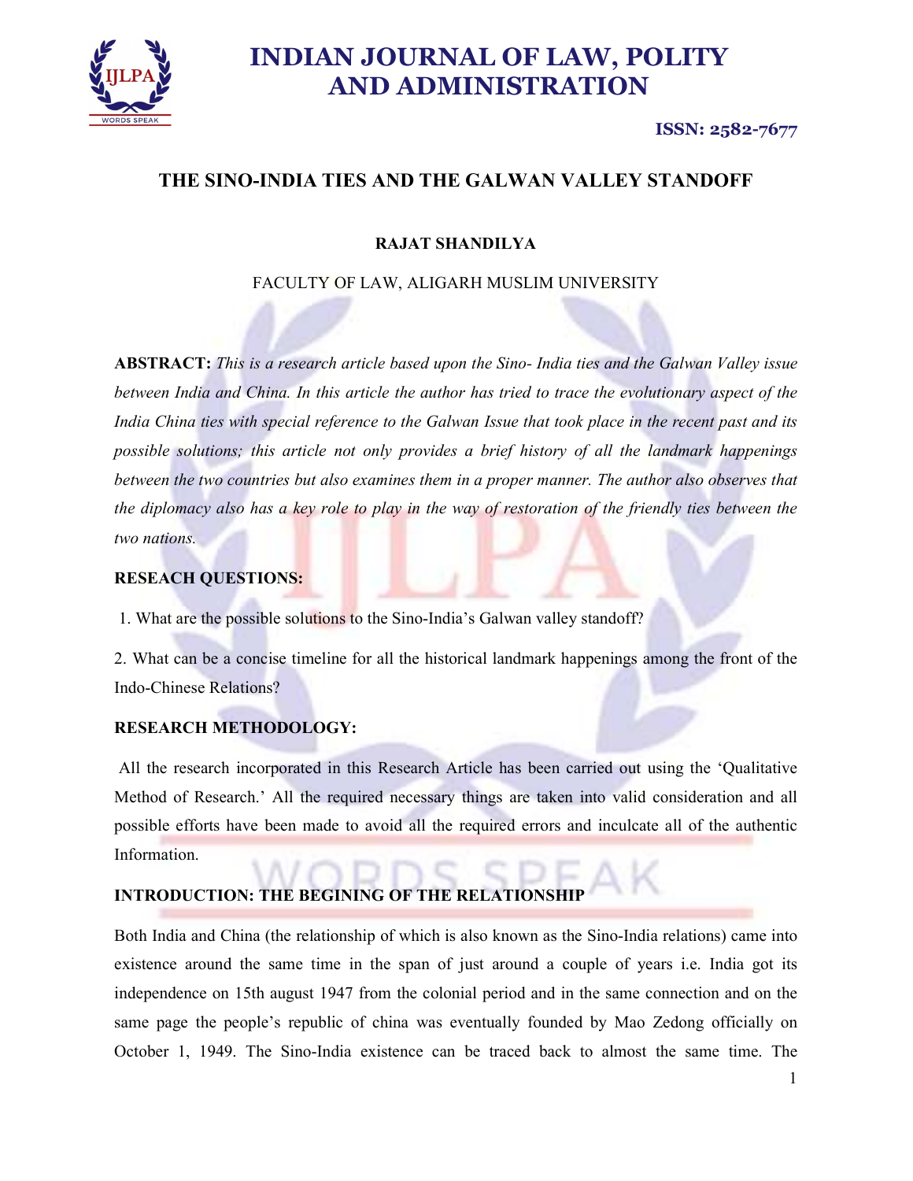# THE SINO-INDIA TIES AND THE GALWAN VALLEY STANDOFF

**RAJAT SHANDILYA**

FACULTY OF LAW, ALIGARH MUSLIM UNIVERSITY

**ABSTRACT:** *This is a research article based upon the Sino- India ties and the Galwan Valley issue between India and China. In this article the author has tried to trace the evolutionary aspect of the India China ties with special reference to the Galwan Issue that took place in the recent past and its possible solutions; this article not only provides a brief history of all the landmark happenings between the two countries but also examines them in a proper manner. The author also observes that the diplomacy also has a key role to play in the way of restoration of the friendly ties between the two nations.*

## RESEACH QUESTIONS:

1. What are the possible solutions to the Sino-India's Galwan valley standoff?

2. What can be a concise timeline for all the historical landmark happenings among the front of the Indo-Chinese Relations?

## RESEARCH METHODOLOGY:

All the research incorporated in this Research Article has been carried out using the 'Qualitative Method of Research.' All the required necessary things are taken into valid consideration and all possible efforts have been made to avoid all the required errors and inculcate all of the authentic Information.

## INTRODUCTION: THE BEGINING OF THE RELATIONSHIP

Both India and China (the relationship of which is also known as the Sino-India relations) came into existence around the same time in the span of just around a couple of years i.e. India got its independence on 15th august 1947 from the colonial period and in the same connection and on the same page the people's republic of china was eventually founded by Mao Zedong officially on October 1, 1949. The Sino-India existence can be traced back to almost the same time. The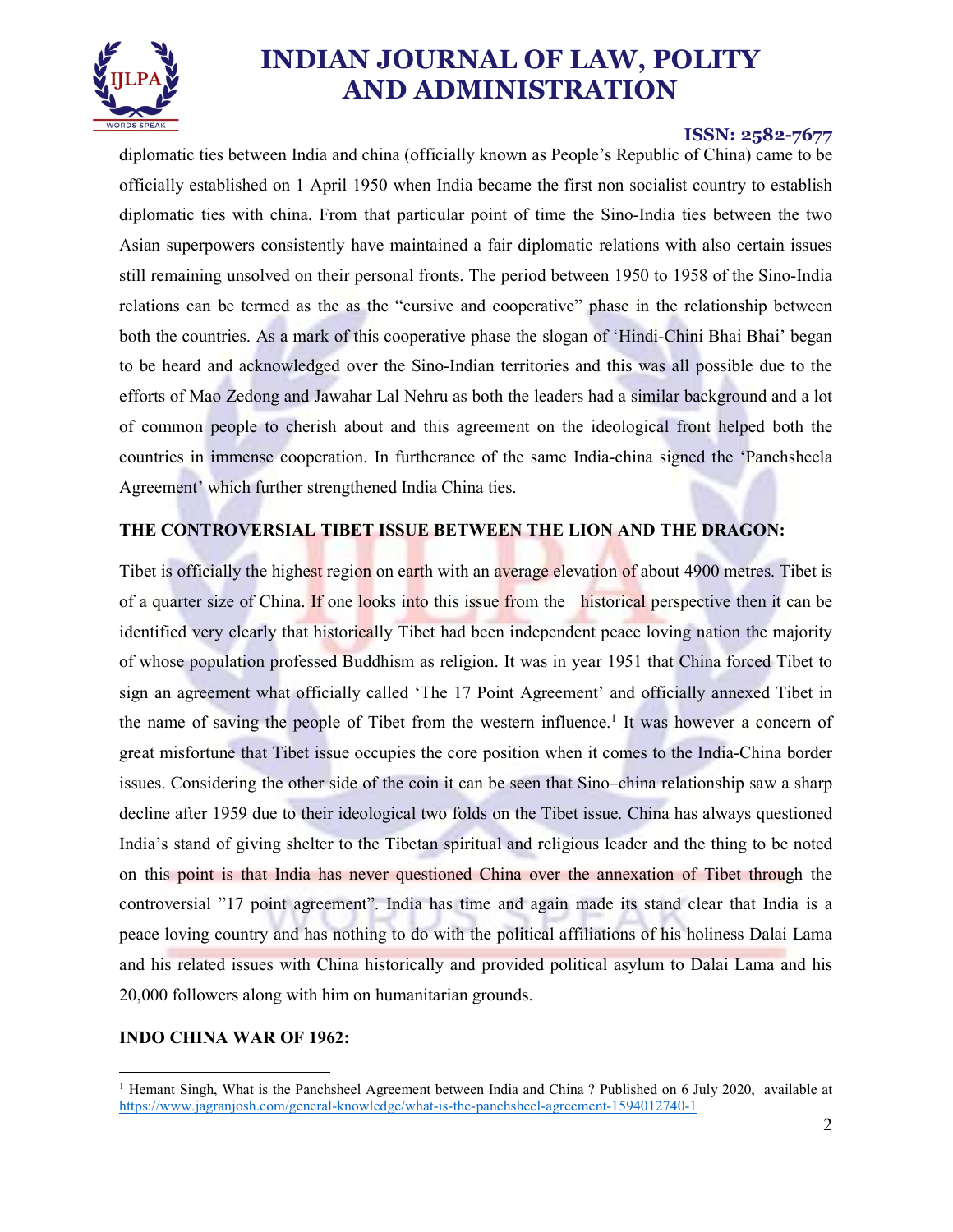diplomatic ties between India and china (officially known as People's Republic of China) came to be officially established on 1 April 1950 when India became the first non socialist country to establish diplomatic ties with china. From that particular point of time the Sino-India ties between the two Asian superpowers consistently have maintained a fair diplomatic relations with also certain issues still remaining unsolved on their personal fronts. The period between 1950 to 1958 of the Sino-India relations can be termed as the as the "cursive and cooperative" phase in the relationship between both the countries. As a mark of this cooperative phase the slogan of 'Hindi-Chini Bhai Bhai' began to be heard and acknowledged over the Sino-Indian territories and this was all possible due to the efforts of Mao Zedong and Jawahar Lal Nehru as both the leaders had a similar background and a lot of common people to cherish about and this agreement on the ideological front helped both the countries in immense cooperation. In furtherance of the same India-china signed the 'Panchsheela Agreement' which further strengthened India China ties.

**THE CONTROVERSIAL TIBET ISSUE BETWEEN THE LION AND THE DRAGON:**

Tibet is officially the highest region on earth with an average elevation of about 4900 metres. Tibet is of a quarter size of China. If one looks into this issue from the historical perspective then it can be identified very clearly that historically Tibet had been independent peace loving nation the majority of whose population professed Buddhism as religion. It was in year 1951 that China forced Tibet to sign an agreement what officially called 'The 17 Point Agreement' and officially annexed Tibet in the name of saving the people of Tibet from the western influence.[1] It was however a concern of great misfortune that Tibet issue occupies the core position when it comes to the India-China border issues. Considering the other side of the coin it can be seen that Sino–china relationship saw a sharp decline after 1959 due to their ideological two folds on the Tibet issue. China has always questioned India's stand of giving shelter to the Tibetan spiritual and religious leader and the thing to be noted on this point is that India has never questioned China over the annexation of Tibet through the controversial "17 point agreement". India has time and again made its stand clear that India is a peace loving country and has nothing to do with the political affiliations of his holiness Dalai Lama and his related issues with China historically and provided political asylum to Dalai Lama and his 20,000 followers along with him on humanitarian grounds.

**INDO CHINA WAR OF 1962:**

---

[1] Hemant Singh, What is the Panchsheel Agreement between India and China ? Published on 6 July 2020, available at https://www.jagranjosh.com/general-knowledge/what-is-the-panchsheel-agreement-1594012740-1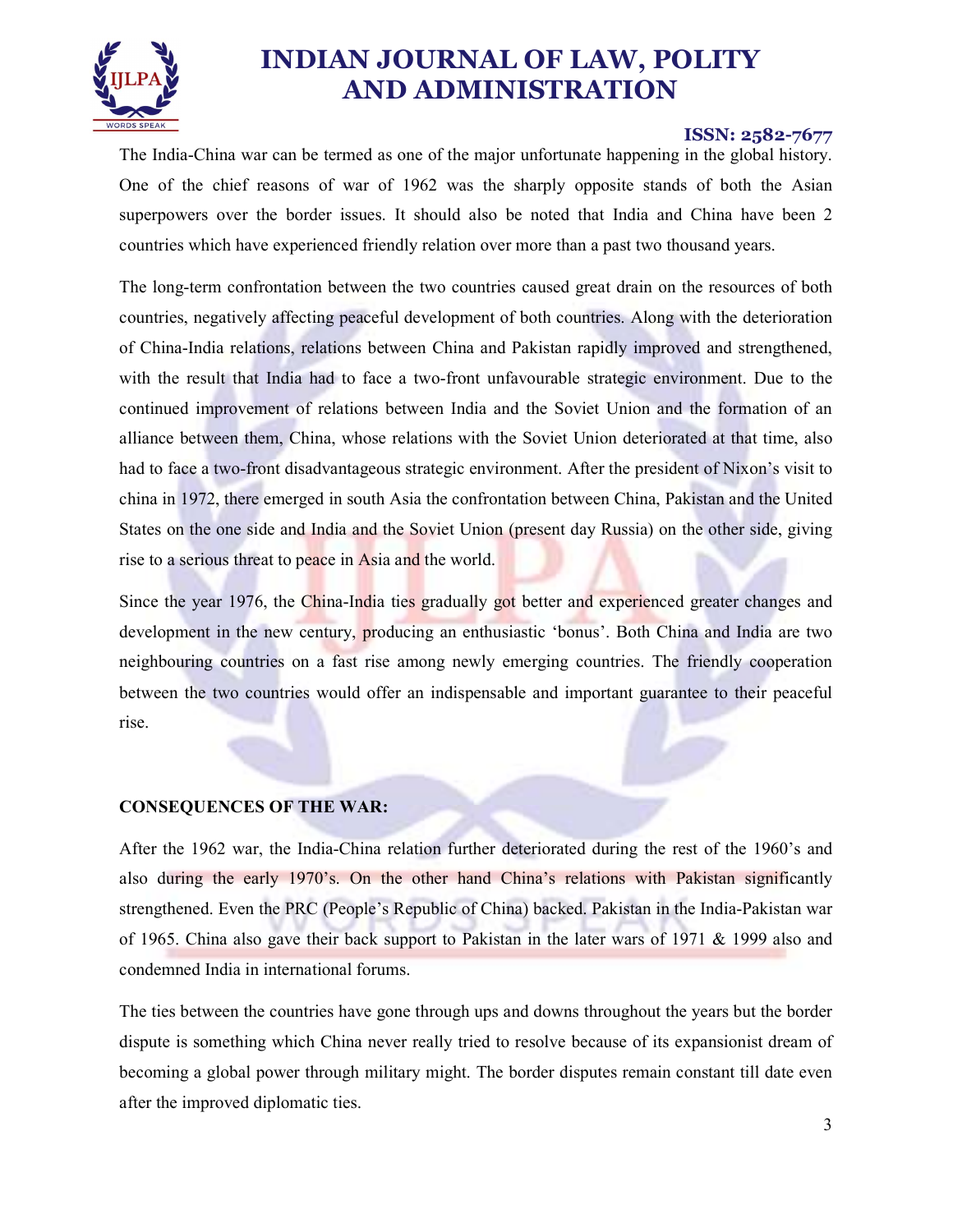The India-China war can be termed as one of the major unfortunate happening in the global history. One of the chief reasons of war of 1962 was the sharply opposite stands of both the Asian superpowers over the border issues. It should also be noted that India and China have been 2 countries which have experienced friendly relation over more than a past two thousand years.

The long-term confrontation between the two countries caused great drain on the resources of both countries, negatively affecting peaceful development of both countries. Along with the deterioration of China-India relations, relations between China and Pakistan rapidly improved and strengthened, with the result that India had to face a two-front unfavourable strategic environment. Due to the continued improvement of relations between India and the Soviet Union and the formation of an alliance between them, China, whose relations with the Soviet Union deteriorated at that time, also had to face a two-front disadvantageous strategic environment. After the president of Nixon's visit to china in 1972, there emerged in south Asia the confrontation between China, Pakistan and the United States on the one side and India and the Soviet Union (present day Russia) on the other side, giving rise to a serious threat to peace in Asia and the world.

Since the year 1976, the China-India ties gradually got better and experienced greater changes and development in the new century, producing an enthusiastic 'bonus'. Both China and India are two neighbouring countries on a fast rise among newly emerging countries. The friendly cooperation between the two countries would offer an indispensable and important guarantee to their peaceful rise.

**CONSEQUENCES OF THE WAR:**

After the 1962 war, the India-China relation further deteriorated during the rest of the 1960's and also during the early 1970's. On the other hand China's relations with Pakistan significantly strengthened. Even the PRC (People's Republic of China) backed. Pakistan in the India-Pakistan war of 1965. China also gave their back support to Pakistan in the later wars of 1971 & 1999 also and condemned India in international forums.

The ties between the countries have gone through ups and downs throughout the years but the border dispute is something which China never really tried to resolve because of its expansionist dream of becoming a global power through military might. The border disputes remain constant till date even after the improved diplomatic ties.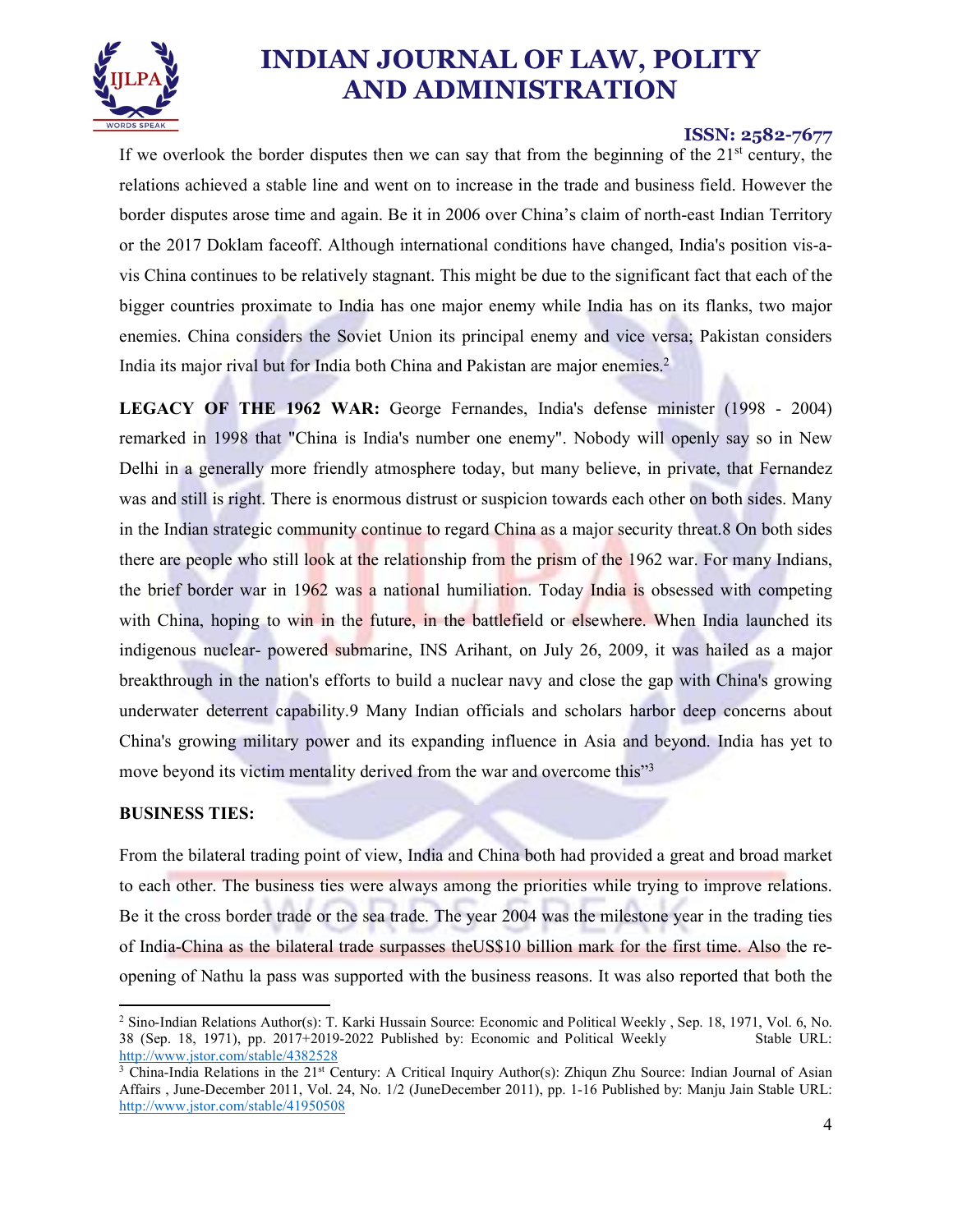If we overlook the border disputes then we can say that from the beginning of the 21st century, the relations achieved a stable line and went on to increase in the trade and business field. However the border disputes arose time and again. Be it in 2006 over China's claim of north-east Indian Territory or the 2017 Doklam faceoff. Although international conditions have changed, India's position vis-a-vis China continues to be relatively stagnant. This might be due to the significant fact that each of the bigger countries proximate to India has one major enemy while India has on its flanks, two major enemies. China considers the Soviet Union its principal enemy and vice versa; Pakistan considers India its major rival but for India both China and Pakistan are major enemies.[2]

**LEGACY OF THE 1962 WAR:** George Fernandes, India's defense minister (1998 - 2004) remarked in 1998 that "China is India's number one enemy". Nobody will openly say so in New Delhi in a generally more friendly atmosphere today, but many believe, in private, that Fernandez was and still is right. There is enormous distrust or suspicion towards each other on both sides. Many in the Indian strategic community continue to regard China as a major security threat.8 On both sides there are people who still look at the relationship from the prism of the 1962 war. For many Indians, the brief border war in 1962 was a national humiliation. Today India is obsessed with competing with China, hoping to win in the future, in the battlefield or elsewhere. When India launched its indigenous nuclear- powered submarine, INS Arihant, on July 26, 2009, it was hailed as a major breakthrough in the nation's efforts to build a nuclear navy and close the gap with China's growing underwater deterrent capability.9 Many Indian officials and scholars harbor deep concerns about China's growing military power and its expanding influence in Asia and beyond. India has yet to move beyond its victim mentality derived from the war and overcome this"[3]

**BUSINESS TIES:**

From the bilateral trading point of view, India and China both had provided a great and broad market to each other. The business ties were always among the priorities while trying to improve relations. Be it the cross border trade or the sea trade. The year 2004 was the milestone year in the trading ties of India-China as the bilateral trade surpasses theUS$10 billion mark for the first time. Also the re-opening of Nathu la pass was supported with the business reasons. It was also reported that both the

---

[2] Sino-Indian Relations Author(s): T. Karki Hussain Source: Economic and Political Weekly , Sep. 18, 1971, Vol. 6, No. 38 (Sep. 18, 1971), pp. 2017+2019-2022 Published by: Economic and Political Weekly Stable URL: http://www.jstor.com/stable/4382528

[3] China-India Relations in the 21st Century: A Critical Inquiry Author(s): Zhiqun Zhu Source: Indian Journal of Asian Affairs , June-December 2011, Vol. 24, No. 1/2 (JuneDecember 2011), pp. 1-16 Published by: Manju Jain Stable URL: http://www.jstor.com/stable/41950508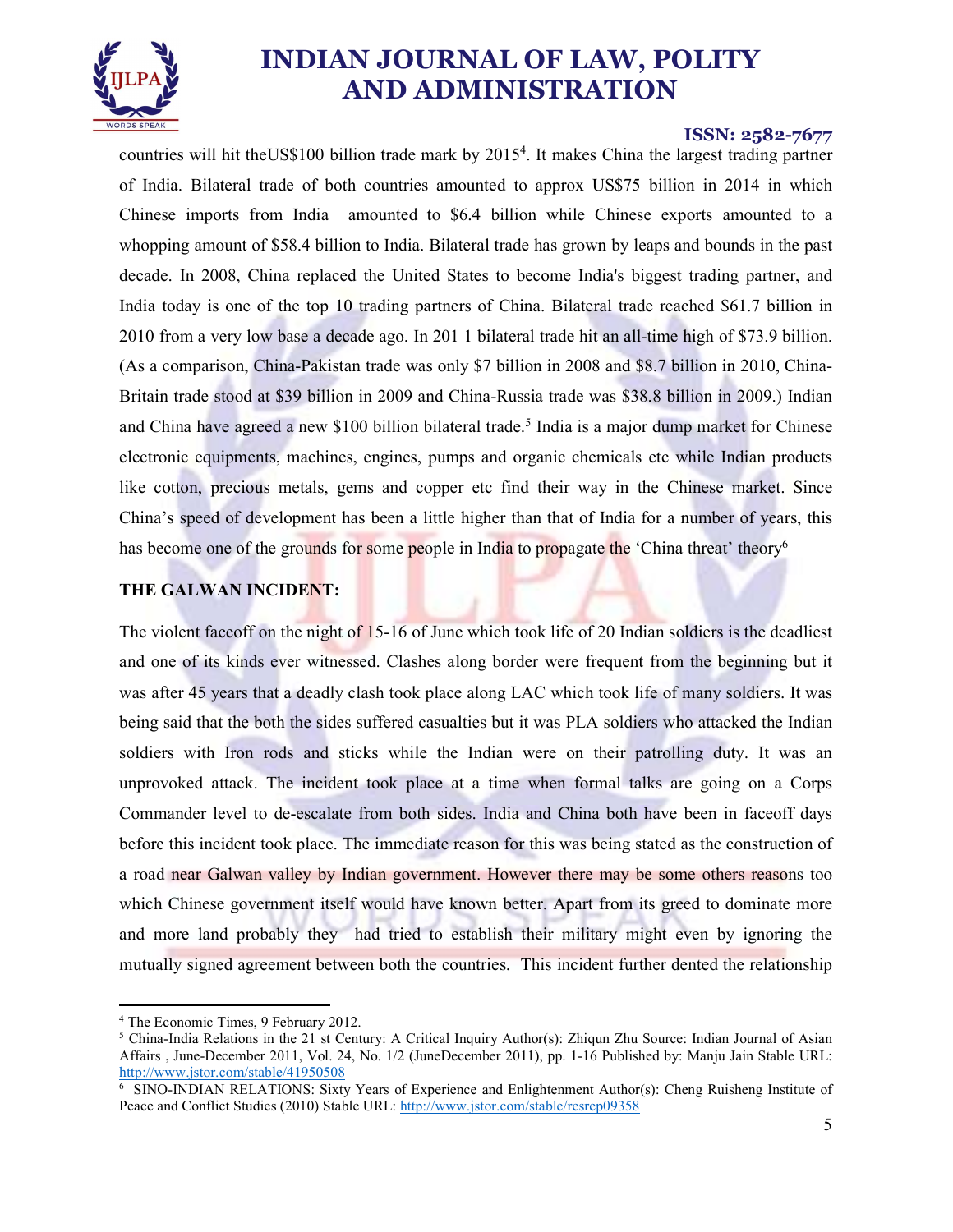countries will hit theUS$100 billion trade mark by 2015[4]. It makes China the largest trading partner of India. Bilateral trade of both countries amounted to approx US$75 billion in 2014 in which Chinese imports from India amounted to $6.4 billion while Chinese exports amounted to a whopping amount of $58.4 billion to India. Bilateral trade has grown by leaps and bounds in the past decade. In 2008, China replaced the United States to become India's biggest trading partner, and India today is one of the top 10 trading partners of China. Bilateral trade reached $61.7 billion in 2010 from a very low base a decade ago. In 201 1 bilateral trade hit an all-time high of $73.9 billion. (As a comparison, China-Pakistan trade was only $7 billion in 2008 and $8.7 billion in 2010, China-Britain trade stood at $39 billion in 2009 and China-Russia trade was $38.8 billion in 2009.) Indian and China have agreed a new $100 billion bilateral trade.[5] India is a major dump market for Chinese electronic equipments, machines, engines, pumps and organic chemicals etc while Indian products like cotton, precious metals, gems and copper etc find their way in the Chinese market. Since China's speed of development has been a little higher than that of India for a number of years, this has become one of the grounds for some people in India to propagate the 'China threat' theory[6]

**THE GALWAN INCIDENT:**

The violent faceoff on the night of 15-16 of June which took life of 20 Indian soldiers is the deadliest and one of its kinds ever witnessed. Clashes along border were frequent from the beginning but it was after 45 years that a deadly clash took place along LAC which took life of many soldiers. It was being said that the both the sides suffered casualties but it was PLA soldiers who attacked the Indian soldiers with Iron rods and sticks while the Indian were on their patrolling duty. It was an unprovoked attack. The incident took place at a time when formal talks are going on a Corps Commander level to de-escalate from both sides. India and China both have been in faceoff days before this incident took place. The immediate reason for this was being stated as the construction of a road near Galwan valley by Indian government. However there may be some others reasons too which Chinese government itself would have known better. Apart from its greed to dominate more and more land probably they had tried to establish their military might even by ignoring the mutually signed agreement between both the countries. This incident further dented the relationship

---

[4] The Economic Times, 9 February 2012.

[5] China-India Relations in the 21 st Century: A Critical Inquiry Author(s): Zhiqun Zhu Source: Indian Journal of Asian Affairs , June-December 2011, Vol. 24, No. 1/2 (JuneDecember 2011), pp. 1-16 Published by: Manju Jain Stable URL: http://www.jstor.com/stable/41950508

[6] SINO-INDIAN RELATIONS: Sixty Years of Experience and Enlightenment Author(s): Cheng Ruisheng Institute of Peace and Conflict Studies (2010) Stable URL: http://www.jstor.com/stable/resrep09358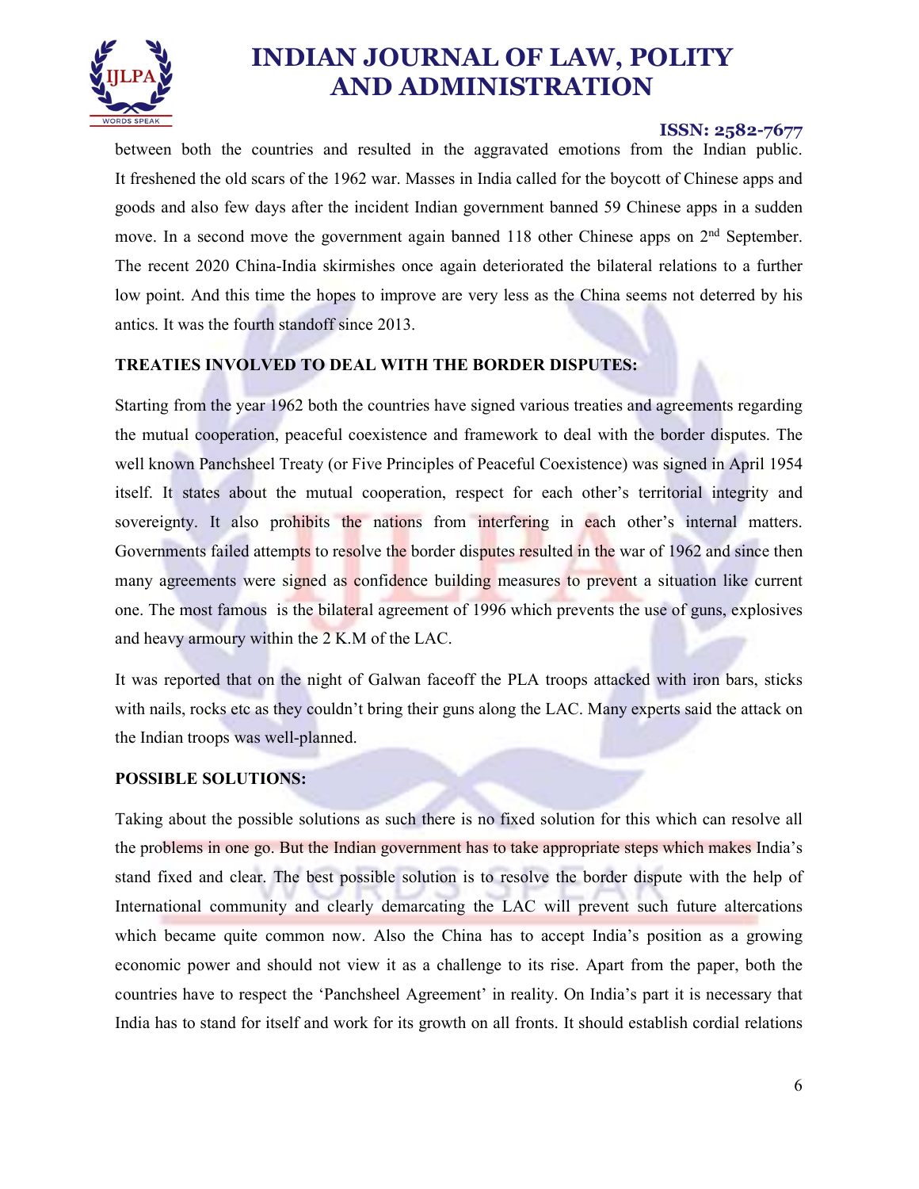between both the countries and resulted in the aggravated emotions from the Indian public. It freshened the old scars of the 1962 war. Masses in India called for the boycott of Chinese apps and goods and also few days after the incident Indian government banned 59 Chinese apps in a sudden move. In a second move the government again banned 118 other Chinese apps on 2nd September. The recent 2020 China-India skirmishes once again deteriorated the bilateral relations to a further low point. And this time the hopes to improve are very less as the China seems not deterred by his antics. It was the fourth standoff since 2013.

**TREATIES INVOLVED TO DEAL WITH THE BORDER DISPUTES:**

Starting from the year 1962 both the countries have signed various treaties and agreements regarding the mutual cooperation, peaceful coexistence and framework to deal with the border disputes. The well known Panchsheel Treaty (or Five Principles of Peaceful Coexistence) was signed in April 1954 itself. It states about the mutual cooperation, respect for each other's territorial integrity and sovereignty. It also prohibits the nations from interfering in each other's internal matters. Governments failed attempts to resolve the border disputes resulted in the war of 1962 and since then many agreements were signed as confidence building measures to prevent a situation like current one. The most famous is the bilateral agreement of 1996 which prevents the use of guns, explosives and heavy armoury within the 2 K.M of the LAC.

It was reported that on the night of Galwan faceoff the PLA troops attacked with iron bars, sticks with nails, rocks etc as they couldn't bring their guns along the LAC. Many experts said the attack on the Indian troops was well-planned.

**POSSIBLE SOLUTIONS:**

Taking about the possible solutions as such there is no fixed solution for this which can resolve all the problems in one go. But the Indian government has to take appropriate steps which makes India's stand fixed and clear. The best possible solution is to resolve the border dispute with the help of International community and clearly demarcating the LAC will prevent such future altercations which became quite common now. Also the China has to accept India's position as a growing economic power and should not view it as a challenge to its rise. Apart from the paper, both the countries have to respect the 'Panchsheel Agreement' in reality. On India's part it is necessary that India has to stand for itself and work for its growth on all fronts. It should establish cordial relations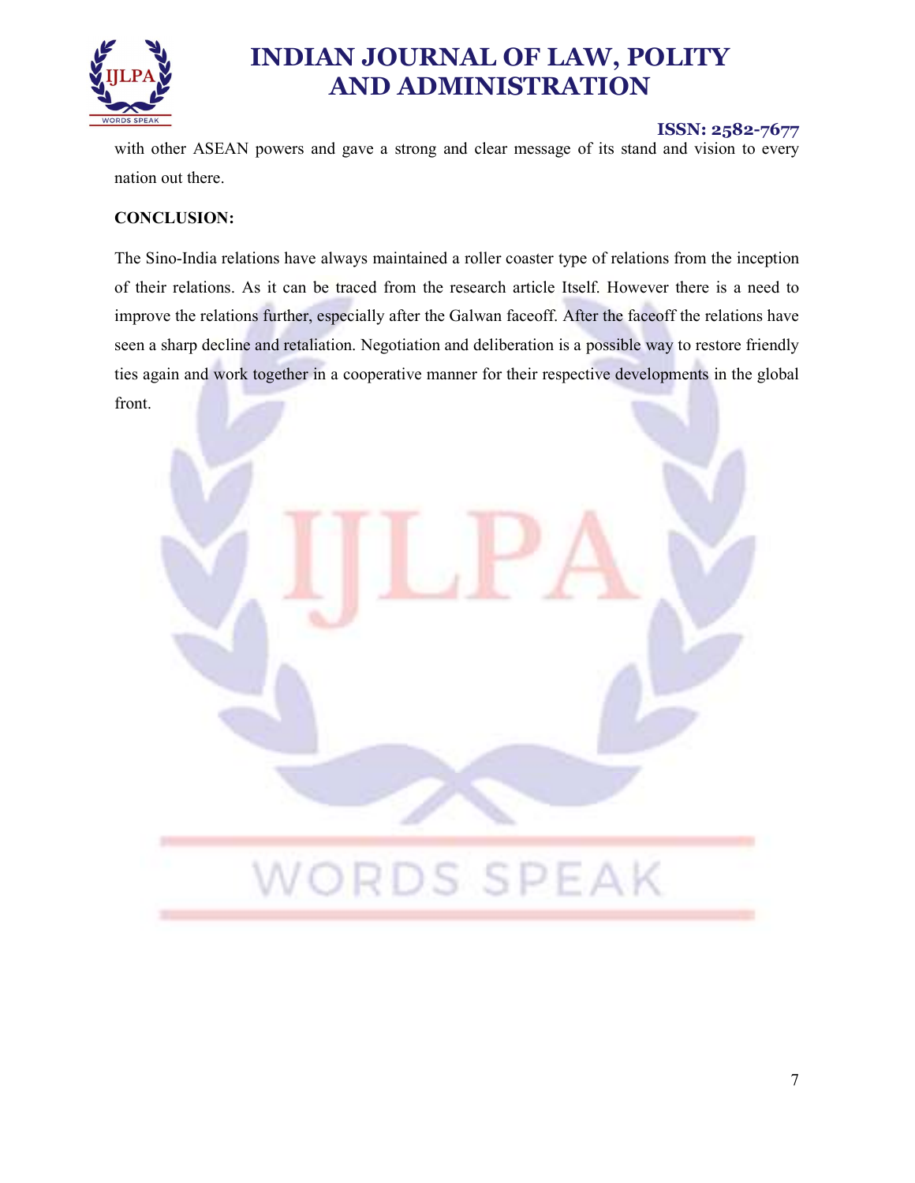with other ASEAN powers and gave a strong and clear message of its stand and vision to every nation out there.

**CONCLUSION:**

The Sino-India relations have always maintained a roller coaster type of relations from the inception of their relations. As it can be traced from the research article Itself. However there is a need to improve the relations further, especially after the Galwan faceoff. After the faceoff the relations have seen a sharp decline and retaliation. Negotiation and deliberation is a possible way to restore friendly ties again and work together in a cooperative manner for their respective developments in the global front.